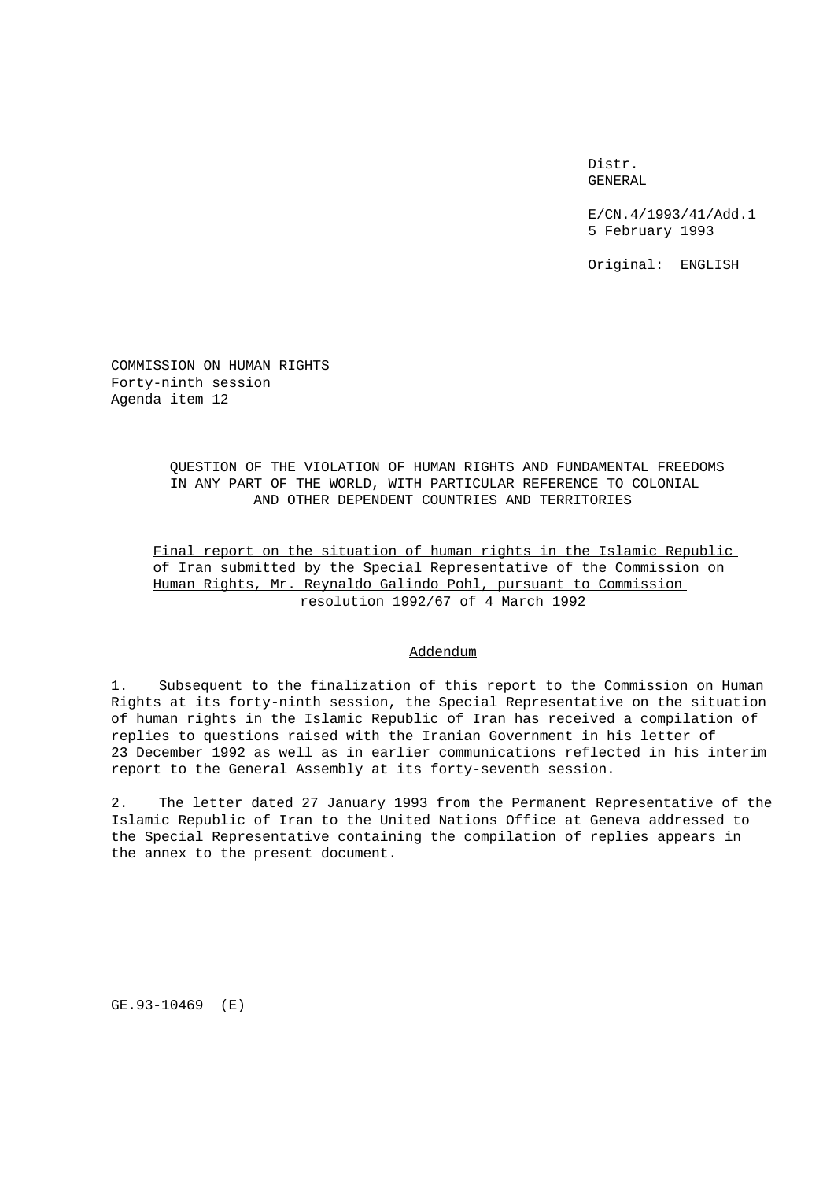Distr.
GENERAL

E/CN.4/1993/41/Add.1
5 February 1993

Original: ENGLISH

COMMISSION ON HUMAN RIGHTS
Forty-ninth session
Agenda item 12

QUESTION OF THE VIOLATION OF HUMAN RIGHTS AND FUNDAMENTAL FREEDOMS IN ANY PART OF THE WORLD, WITH PARTICULAR REFERENCE TO COLONIAL AND OTHER DEPENDENT COUNTRIES AND TERRITORIES

Final report on the situation of human rights in the Islamic Republic of Iran submitted by the Special Representative of the Commission on Human Rights, Mr. Reynaldo Galindo Pohl, pursuant to Commission resolution 1992/67 of 4 March 1992

Addendum

1. Subsequent to the finalization of this report to the Commission on Human Rights at its forty-ninth session, the Special Representative on the situation of human rights in the Islamic Republic of Iran has received a compilation of replies to questions raised with the Iranian Government in his letter of 23 December 1992 as well as in earlier communications reflected in his interim report to the General Assembly at its forty-seventh session.

2. The letter dated 27 January 1993 from the Permanent Representative of the Islamic Republic of Iran to the United Nations Office at Geneva addressed to the Special Representative containing the compilation of replies appears in the annex to the present document.

GE.93-10469 (E)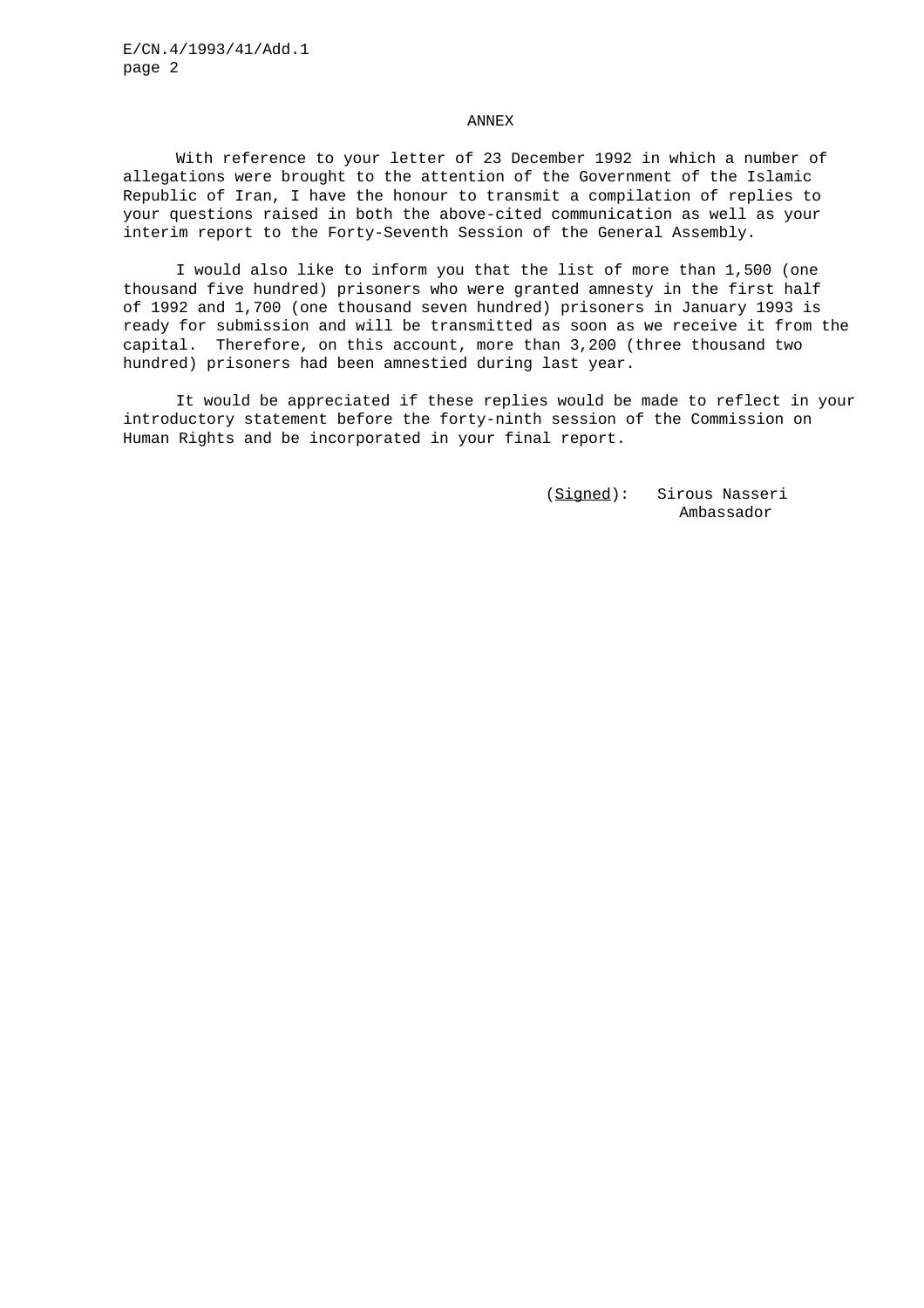ANNEX

With reference to your letter of 23 December 1992 in which a number of allegations were brought to the attention of the Government of the Islamic Republic of Iran, I have the honour to transmit a compilation of replies to your questions raised in both the above-cited communication as well as your interim report to the Forty-Seventh Session of the General Assembly.

I would also like to inform you that the list of more than 1,500 (one thousand five hundred) prisoners who were granted amnesty in the first half of 1992 and 1,700 (one thousand seven hundred) prisoners in January 1993 is ready for submission and will be transmitted as soon as we receive it from the capital. Therefore, on this account, more than 3,200 (three thousand two hundred) prisoners had been amnestied during last year.

It would be appreciated if these replies would be made to reflect in your introductory statement before the forty-ninth session of the Commission on Human Rights and be incorporated in your final report.

(*Signed*): Sirous Nasseri
Ambassador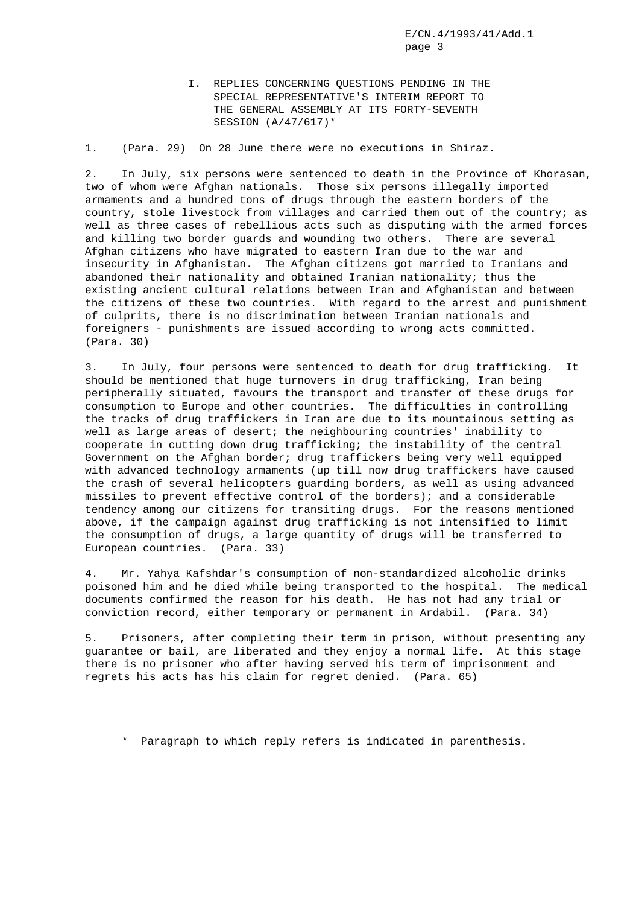# I. REPLIES CONCERNING QUESTIONS PENDING IN THE SPECIAL REPRESENTATIVE'S INTERIM REPORT TO THE GENERAL ASSEMBLY AT ITS FORTY-SEVENTH SESSION (A/47/617)*

1. (Para. 29) On 28 June there were no executions in Shiraz.

2. In July, six persons were sentenced to death in the Province of Khorasan, two of whom were Afghan nationals. Those six persons illegally imported armaments and a hundred tons of drugs through the eastern borders of the country, stole livestock from villages and carried them out of the country; as well as three cases of rebellious acts such as disputing with the armed forces and killing two border guards and wounding two others. There are several Afghan citizens who have migrated to eastern Iran due to the war and insecurity in Afghanistan. The Afghan citizens got married to Iranians and abandoned their nationality and obtained Iranian nationality; thus the existing ancient cultural relations between Iran and Afghanistan and between the citizens of these two countries. With regard to the arrest and punishment of culprits, there is no discrimination between Iranian nationals and foreigners - punishments are issued according to wrong acts committed. (Para. 30)

3. In July, four persons were sentenced to death for drug trafficking. It should be mentioned that huge turnovers in drug trafficking, Iran being peripherally situated, favours the transport and transfer of these drugs for consumption to Europe and other countries. The difficulties in controlling the tracks of drug traffickers in Iran are due to its mountainous setting as well as large areas of desert; the neighbouring countries' inability to cooperate in cutting down drug trafficking; the instability of the central Government on the Afghan border; drug traffickers being very well equipped with advanced technology armaments (up till now drug traffickers have caused the crash of several helicopters guarding borders, as well as using advanced missiles to prevent effective control of the borders); and a considerable tendency among our citizens for transiting drugs. For the reasons mentioned above, if the campaign against drug trafficking is not intensified to limit the consumption of drugs, a large quantity of drugs will be transferred to European countries. (Para. 33)

4. Mr. Yahya Kafshdar's consumption of non-standardized alcoholic drinks poisoned him and he died while being transported to the hospital. The medical documents confirmed the reason for his death. He has not had any trial or conviction record, either temporary or permanent in Ardabil. (Para. 34)

5. Prisoners, after completing their term in prison, without presenting any guarantee or bail, are liberated and they enjoy a normal life. At this stage there is no prisoner who after having served his term of imprisonment and regrets his acts has his claim for regret denied. (Para. 65)

---

\* Paragraph to which reply refers is indicated in parenthesis.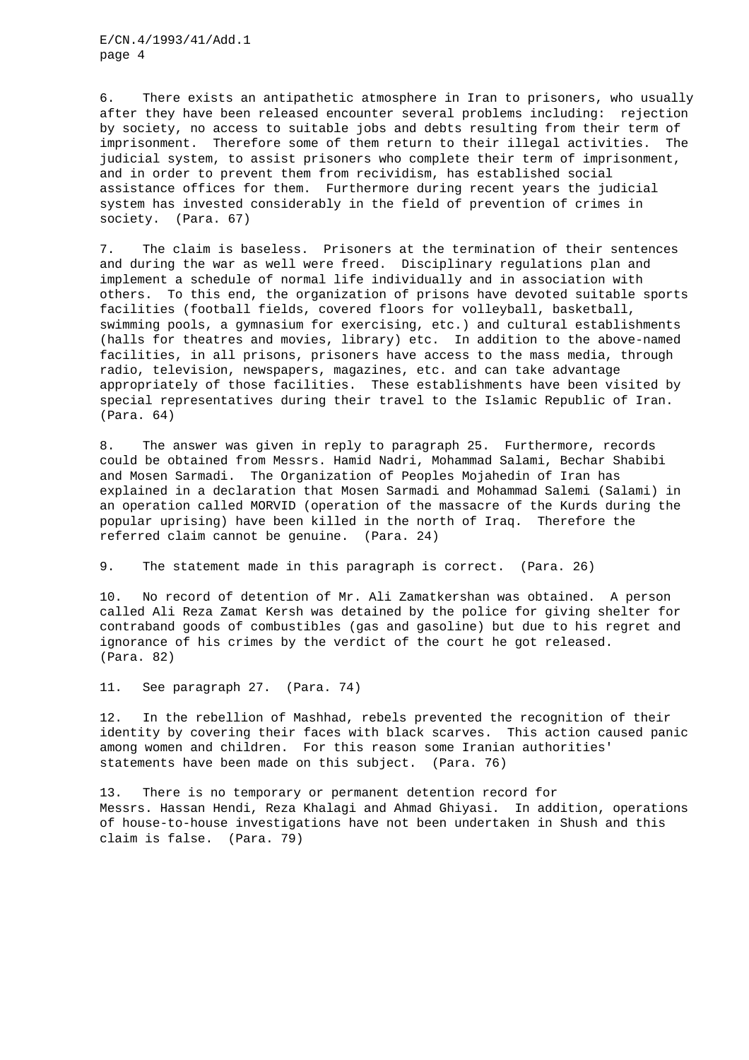6. There exists an antipathetic atmosphere in Iran to prisoners, who usually after they have been released encounter several problems including: rejection by society, no access to suitable jobs and debts resulting from their term of imprisonment. Therefore some of them return to their illegal activities. The judicial system, to assist prisoners who complete their term of imprisonment, and in order to prevent them from recividism, has established social assistance offices for them. Furthermore during recent years the judicial system has invested considerably in the field of prevention of crimes in society. (Para. 67)

7. The claim is baseless. Prisoners at the termination of their sentences and during the war as well were freed. Disciplinary regulations plan and implement a schedule of normal life individually and in association with others. To this end, the organization of prisons have devoted suitable sports facilities (football fields, covered floors for volleyball, basketball, swimming pools, a gymnasium for exercising, etc.) and cultural establishments (halls for theatres and movies, library) etc. In addition to the above-named facilities, in all prisons, prisoners have access to the mass media, through radio, television, newspapers, magazines, etc. and can take advantage appropriately of those facilities. These establishments have been visited by special representatives during their travel to the Islamic Republic of Iran. (Para. 64)

8. The answer was given in reply to paragraph 25. Furthermore, records could be obtained from Messrs. Hamid Nadri, Mohammad Salami, Bechar Shabibi and Mosen Sarmadi. The Organization of Peoples Mojahedin of Iran has explained in a declaration that Mosen Sarmadi and Mohammad Salemi (Salami) in an operation called MORVID (operation of the massacre of the Kurds during the popular uprising) have been killed in the north of Iraq. Therefore the referred claim cannot be genuine. (Para. 24)

9. The statement made in this paragraph is correct. (Para. 26)

10. No record of detention of Mr. Ali Zamatkershan was obtained. A person called Ali Reza Zamat Kersh was detained by the police for giving shelter for contraband goods of combustibles (gas and gasoline) but due to his regret and ignorance of his crimes by the verdict of the court he got released. (Para. 82)

11. See paragraph 27. (Para. 74)

12. In the rebellion of Mashhad, rebels prevented the recognition of their identity by covering their faces with black scarves. This action caused panic among women and children. For this reason some Iranian authorities' statements have been made on this subject. (Para. 76)

13. There is no temporary or permanent detention record for Messrs. Hassan Hendi, Reza Khalagi and Ahmad Ghiyasi. In addition, operations of house-to-house investigations have not been undertaken in Shush and this claim is false. (Para. 79)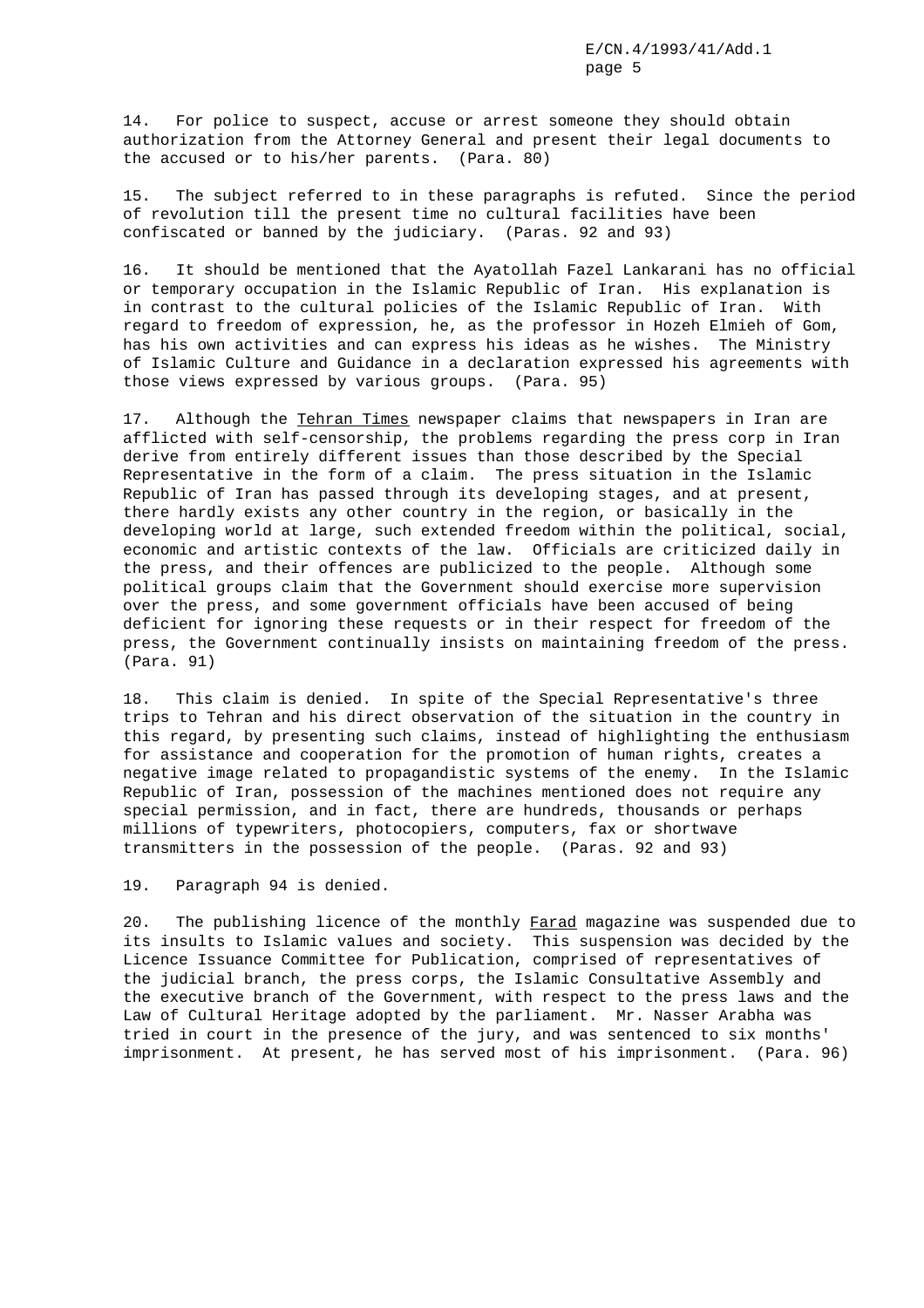14. For police to suspect, accuse or arrest someone they should obtain authorization from the Attorney General and present their legal documents to the accused or to his/her parents. (Para. 80)

15. The subject referred to in these paragraphs is refuted. Since the period of revolution till the present time no cultural facilities have been confiscated or banned by the judiciary. (Paras. 92 and 93)

16. It should be mentioned that the Ayatollah Fazel Lankarani has no official or temporary occupation in the Islamic Republic of Iran. His explanation is in contrast to the cultural policies of the Islamic Republic of Iran. With regard to freedom of expression, he, as the professor in Hozeh Elmieh of Gom, has his own activities and can express his ideas as he wishes. The Ministry of Islamic Culture and Guidance in a declaration expressed his agreements with those views expressed by various groups. (Para. 95)

17. Although the _Tehran Times_ newspaper claims that newspapers in Iran are afflicted with self-censorship, the problems regarding the press corp in Iran derive from entirely different issues than those described by the Special Representative in the form of a claim. The press situation in the Islamic Republic of Iran has passed through its developing stages, and at present, there hardly exists any other country in the region, or basically in the developing world at large, such extended freedom within the political, social, economic and artistic contexts of the law. Officials are criticized daily in the press, and their offences are publicized to the people. Although some political groups claim that the Government should exercise more supervision over the press, and some government officials have been accused of being deficient for ignoring these requests or in their respect for freedom of the press, the Government continually insists on maintaining freedom of the press. (Para. 91)

18. This claim is denied. In spite of the Special Representative's three trips to Tehran and his direct observation of the situation in the country in this regard, by presenting such claims, instead of highlighting the enthusiasm for assistance and cooperation for the promotion of human rights, creates a negative image related to propagandistic systems of the enemy. In the Islamic Republic of Iran, possession of the machines mentioned does not require any special permission, and in fact, there are hundreds, thousands or perhaps millions of typewriters, photocopiers, computers, fax or shortwave transmitters in the possession of the people. (Paras. 92 and 93)

19. Paragraph 94 is denied.

20. The publishing licence of the monthly _Farad_ magazine was suspended due to its insults to Islamic values and society. This suspension was decided by the Licence Issuance Committee for Publication, comprised of representatives of the judicial branch, the press corps, the Islamic Consultative Assembly and the executive branch of the Government, with respect to the press laws and the Law of Cultural Heritage adopted by the parliament. Mr. Nasser Arabha was tried in court in the presence of the jury, and was sentenced to six months' imprisonment. At present, he has served most of his imprisonment. (Para. 96)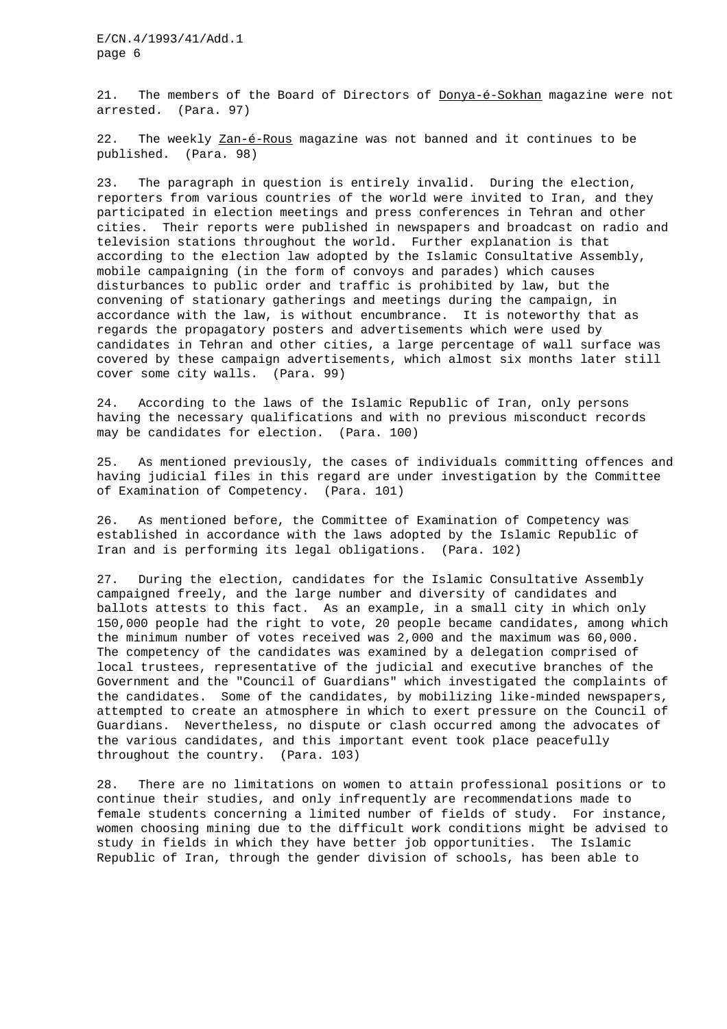21. The members of the Board of Directors of Donya-é-Sokhan magazine were not arrested. (Para. 97)

22. The weekly Zan-é-Rous magazine was not banned and it continues to be published. (Para. 98)

23. The paragraph in question is entirely invalid. During the election, reporters from various countries of the world were invited to Iran, and they participated in election meetings and press conferences in Tehran and other cities. Their reports were published in newspapers and broadcast on radio and television stations throughout the world. Further explanation is that according to the election law adopted by the Islamic Consultative Assembly, mobile campaigning (in the form of convoys and parades) which causes disturbances to public order and traffic is prohibited by law, but the convening of stationary gatherings and meetings during the campaign, in accordance with the law, is without encumbrance. It is noteworthy that as regards the propagatory posters and advertisements which were used by candidates in Tehran and other cities, a large percentage of wall surface was covered by these campaign advertisements, which almost six months later still cover some city walls. (Para. 99)

24. According to the laws of the Islamic Republic of Iran, only persons having the necessary qualifications and with no previous misconduct records may be candidates for election. (Para. 100)

25. As mentioned previously, the cases of individuals committing offences and having judicial files in this regard are under investigation by the Committee of Examination of Competency. (Para. 101)

26. As mentioned before, the Committee of Examination of Competency was established in accordance with the laws adopted by the Islamic Republic of Iran and is performing its legal obligations. (Para. 102)

27. During the election, candidates for the Islamic Consultative Assembly campaigned freely, and the large number and diversity of candidates and ballots attests to this fact. As an example, in a small city in which only 150,000 people had the right to vote, 20 people became candidates, among which the minimum number of votes received was 2,000 and the maximum was 60,000. The competency of the candidates was examined by a delegation comprised of local trustees, representative of the judicial and executive branches of the Government and the "Council of Guardians" which investigated the complaints of the candidates. Some of the candidates, by mobilizing like-minded newspapers, attempted to create an atmosphere in which to exert pressure on the Council of Guardians. Nevertheless, no dispute or clash occurred among the advocates of the various candidates, and this important event took place peacefully throughout the country. (Para. 103)

28. There are no limitations on women to attain professional positions or to continue their studies, and only infrequently are recommendations made to female students concerning a limited number of fields of study. For instance, women choosing mining due to the difficult work conditions might be advised to study in fields in which they have better job opportunities. The Islamic Republic of Iran, through the gender division of schools, has been able to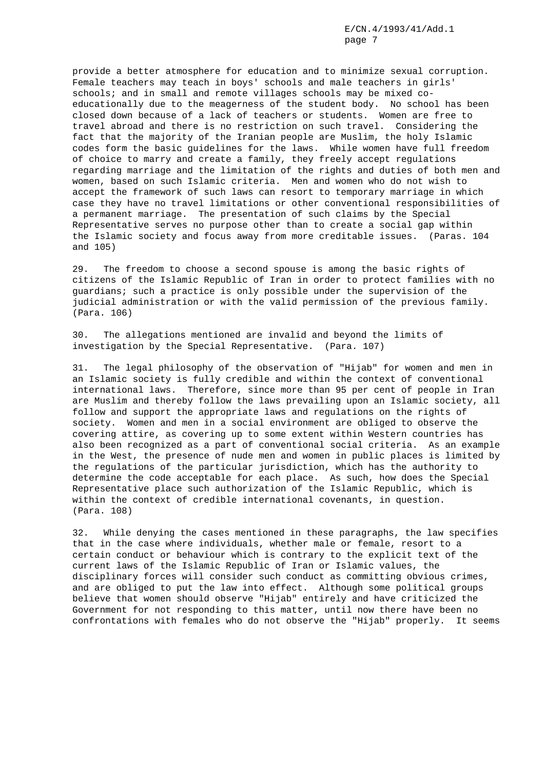provide a better atmosphere for education and to minimize sexual corruption. Female teachers may teach in boys' schools and male teachers in girls' schools; and in small and remote villages schools may be mixed co-educationally due to the meagerness of the student body. No school has been closed down because of a lack of teachers or students. Women are free to travel abroad and there is no restriction on such travel. Considering the fact that the majority of the Iranian people are Muslim, the holy Islamic codes form the basic guidelines for the laws. While women have full freedom of choice to marry and create a family, they freely accept regulations regarding marriage and the limitation of the rights and duties of both men and women, based on such Islamic criteria. Men and women who do not wish to accept the framework of such laws can resort to temporary marriage in which case they have no travel limitations or other conventional responsibilities of a permanent marriage. The presentation of such claims by the Special Representative serves no purpose other than to create a social gap within the Islamic society and focus away from more creditable issues. (Paras. 104 and 105)

29. The freedom to choose a second spouse is among the basic rights of citizens of the Islamic Republic of Iran in order to protect families with no guardians; such a practice is only possible under the supervision of the judicial administration or with the valid permission of the previous family. (Para. 106)

30. The allegations mentioned are invalid and beyond the limits of investigation by the Special Representative. (Para. 107)

31. The legal philosophy of the observation of "Hijab" for women and men in an Islamic society is fully credible and within the context of conventional international laws. Therefore, since more than 95 per cent of people in Iran are Muslim and thereby follow the laws prevailing upon an Islamic society, all follow and support the appropriate laws and regulations on the rights of society. Women and men in a social environment are obliged to observe the covering attire, as covering up to some extent within Western countries has also been recognized as a part of conventional social criteria. As an example in the West, the presence of nude men and women in public places is limited by the regulations of the particular jurisdiction, which has the authority to determine the code acceptable for each place. As such, how does the Special Representative place such authorization of the Islamic Republic, which is within the context of credible international covenants, in question. (Para. 108)

32. While denying the cases mentioned in these paragraphs, the law specifies that in the case where individuals, whether male or female, resort to a certain conduct or behaviour which is contrary to the explicit text of the current laws of the Islamic Republic of Iran or Islamic values, the disciplinary forces will consider such conduct as committing obvious crimes, and are obliged to put the law into effect. Although some political groups believe that women should observe "Hijab" entirely and have criticized the Government for not responding to this matter, until now there have been no confrontations with females who do not observe the "Hijab" properly. It seems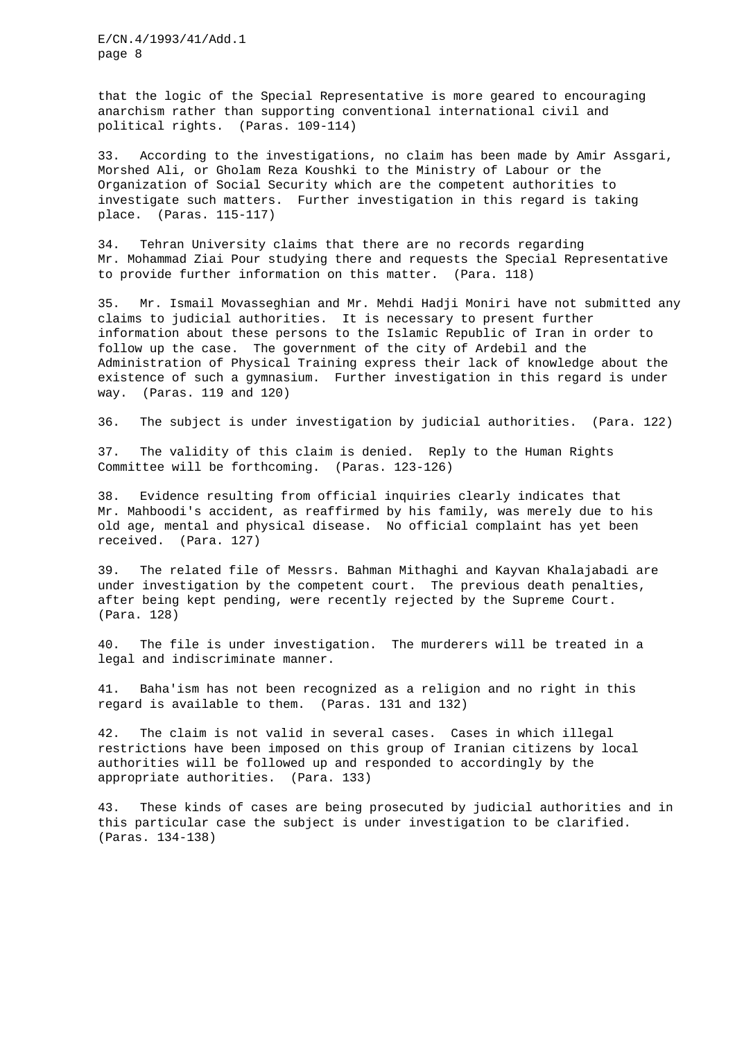that the logic of the Special Representative is more geared to encouraging anarchism rather than supporting conventional international civil and political rights. (Paras. 109-114)

33. According to the investigations, no claim has been made by Amir Assgari, Morshed Ali, or Gholam Reza Koushki to the Ministry of Labour or the Organization of Social Security which are the competent authorities to investigate such matters. Further investigation in this regard is taking place. (Paras. 115-117)

34. Tehran University claims that there are no records regarding Mr. Mohammad Ziai Pour studying there and requests the Special Representative to provide further information on this matter. (Para. 118)

35. Mr. Ismail Movasseghian and Mr. Mehdi Hadji Moniri have not submitted any claims to judicial authorities. It is necessary to present further information about these persons to the Islamic Republic of Iran in order to follow up the case. The government of the city of Ardebil and the Administration of Physical Training express their lack of knowledge about the existence of such a gymnasium. Further investigation in this regard is under way. (Paras. 119 and 120)

36. The subject is under investigation by judicial authorities. (Para. 122)

37. The validity of this claim is denied. Reply to the Human Rights Committee will be forthcoming. (Paras. 123-126)

38. Evidence resulting from official inquiries clearly indicates that Mr. Mahboodi's accident, as reaffirmed by his family, was merely due to his old age, mental and physical disease. No official complaint has yet been received. (Para. 127)

39. The related file of Messrs. Bahman Mithaghi and Kayvan Khalajabadi are under investigation by the competent court. The previous death penalties, after being kept pending, were recently rejected by the Supreme Court. (Para. 128)

40. The file is under investigation. The murderers will be treated in a legal and indiscriminate manner.

41. Baha'ism has not been recognized as a religion and no right in this regard is available to them. (Paras. 131 and 132)

42. The claim is not valid in several cases. Cases in which illegal restrictions have been imposed on this group of Iranian citizens by local authorities will be followed up and responded to accordingly by the appropriate authorities. (Para. 133)

43. These kinds of cases are being prosecuted by judicial authorities and in this particular case the subject is under investigation to be clarified. (Paras. 134-138)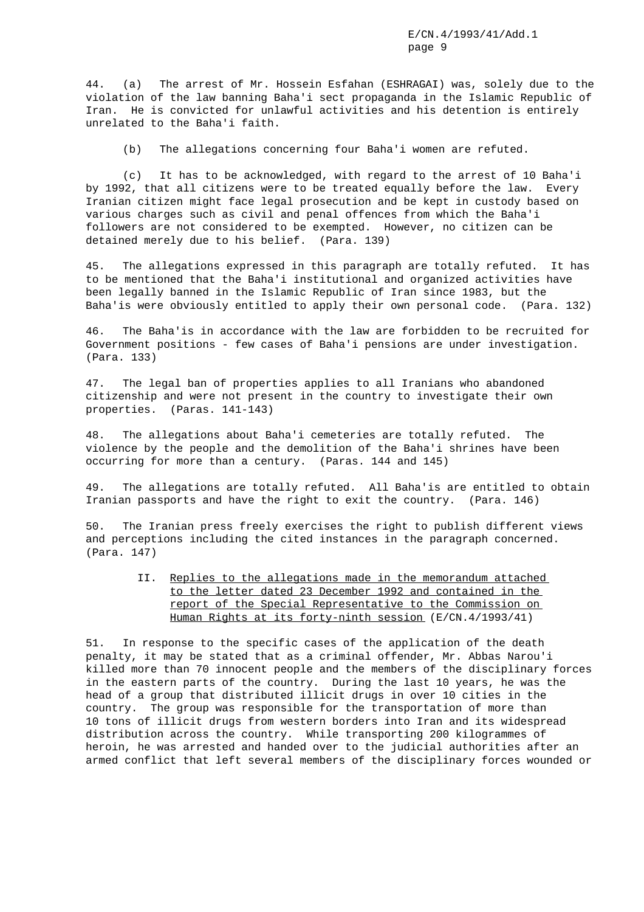44. (a) The arrest of Mr. Hossein Esfahan (ESHRAGAI) was, solely due to the violation of the law banning Baha'i sect propaganda in the Islamic Republic of Iran. He is convicted for unlawful activities and his detention is entirely unrelated to the Baha'i faith.

(b) The allegations concerning four Baha'i women are refuted.

(c) It has to be acknowledged, with regard to the arrest of 10 Baha'i by 1992, that all citizens were to be treated equally before the law. Every Iranian citizen might face legal prosecution and be kept in custody based on various charges such as civil and penal offences from which the Baha'i followers are not considered to be exempted. However, no citizen can be detained merely due to his belief. (Para. 139)

45. The allegations expressed in this paragraph are totally refuted. It has to be mentioned that the Baha'i institutional and organized activities have been legally banned in the Islamic Republic of Iran since 1983, but the Baha'is were obviously entitled to apply their own personal code. (Para. 132)

46. The Baha'is in accordance with the law are forbidden to be recruited for Government positions - few cases of Baha'i pensions are under investigation. (Para. 133)

47. The legal ban of properties applies to all Iranians who abandoned citizenship and were not present in the country to investigate their own properties. (Paras. 141-143)

48. The allegations about Baha'i cemeteries are totally refuted. The violence by the people and the demolition of the Baha'i shrines have been occurring for more than a century. (Paras. 144 and 145)

49. The allegations are totally refuted. All Baha'is are entitled to obtain Iranian passports and have the right to exit the country. (Para. 146)

50. The Iranian press freely exercises the right to publish different views and perceptions including the cited instances in the paragraph concerned. (Para. 147)

## II. Replies to the allegations made in the memorandum attached to the letter dated 23 December 1992 and contained in the report of the Special Representative to the Commission on Human Rights at its forty-ninth session (E/CN.4/1993/41)

51. In response to the specific cases of the application of the death penalty, it may be stated that as a criminal offender, Mr. Abbas Narou'i killed more than 70 innocent people and the members of the disciplinary forces in the eastern parts of the country. During the last 10 years, he was the head of a group that distributed illicit drugs in over 10 cities in the country. The group was responsible for the transportation of more than 10 tons of illicit drugs from western borders into Iran and its widespread distribution across the country. While transporting 200 kilogrammes of heroin, he was arrested and handed over to the judicial authorities after an armed conflict that left several members of the disciplinary forces wounded or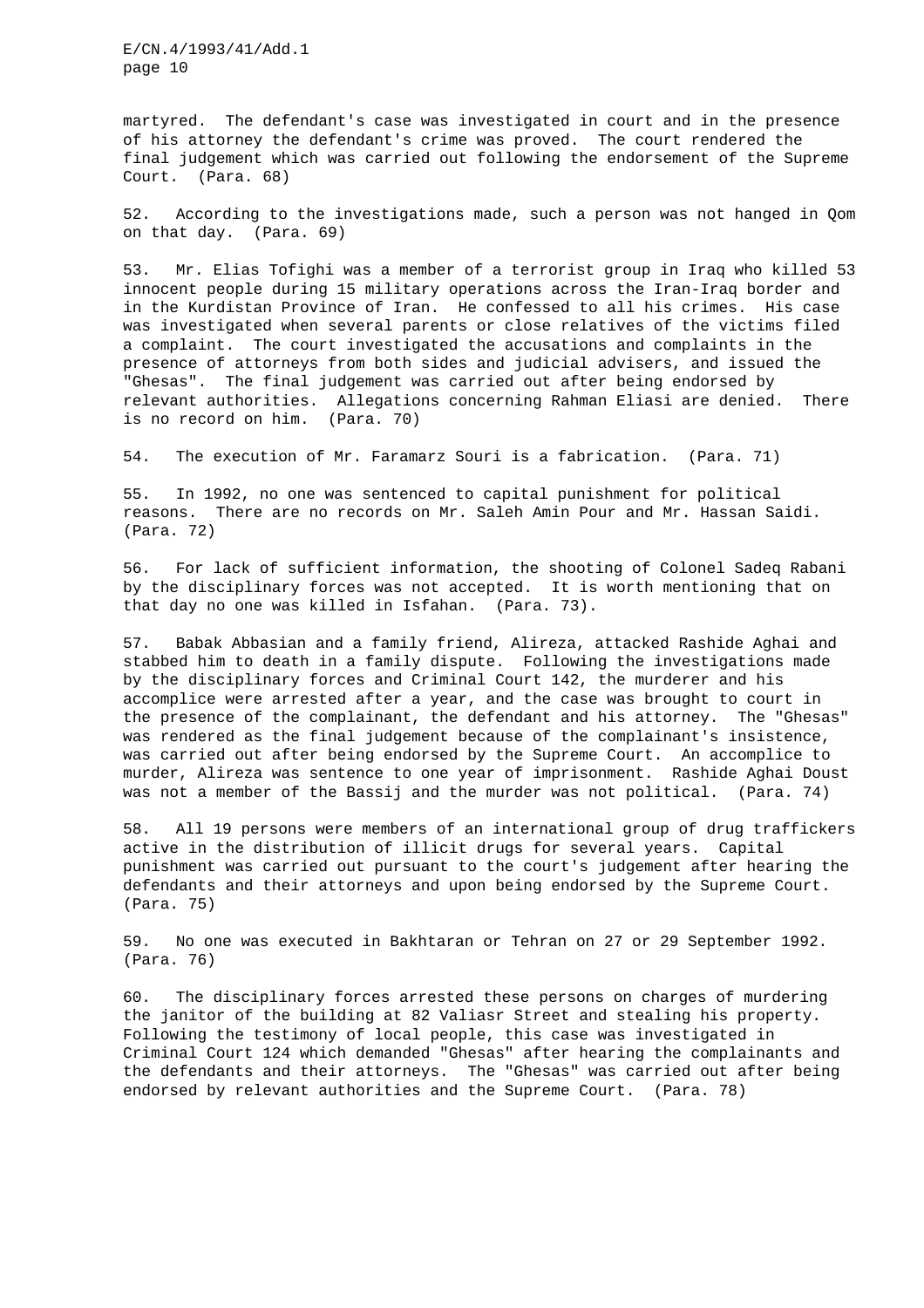martyred. The defendant's case was investigated in court and in the presence of his attorney the defendant's crime was proved. The court rendered the final judgement which was carried out following the endorsement of the Supreme Court. (Para. 68)

52. According to the investigations made, such a person was not hanged in Qom on that day. (Para. 69)

53. Mr. Elias Tofighi was a member of a terrorist group in Iraq who killed 53 innocent people during 15 military operations across the Iran-Iraq border and in the Kurdistan Province of Iran. He confessed to all his crimes. His case was investigated when several parents or close relatives of the victims filed a complaint. The court investigated the accusations and complaints in the presence of attorneys from both sides and judicial advisers, and issued the "Ghesas". The final judgement was carried out after being endorsed by relevant authorities. Allegations concerning Rahman Eliasi are denied. There is no record on him. (Para. 70)

54. The execution of Mr. Faramarz Souri is a fabrication. (Para. 71)

55. In 1992, no one was sentenced to capital punishment for political reasons. There are no records on Mr. Saleh Amin Pour and Mr. Hassan Saidi. (Para. 72)

56. For lack of sufficient information, the shooting of Colonel Sadeq Rabani by the disciplinary forces was not accepted. It is worth mentioning that on that day no one was killed in Isfahan. (Para. 73).

57. Babak Abbasian and a family friend, Alireza, attacked Rashide Aghai and stabbed him to death in a family dispute. Following the investigations made by the disciplinary forces and Criminal Court 142, the murderer and his accomplice were arrested after a year, and the case was brought to court in the presence of the complainant, the defendant and his attorney. The "Ghesas" was rendered as the final judgement because of the complainant's insistence, was carried out after being endorsed by the Supreme Court. An accomplice to murder, Alireza was sentence to one year of imprisonment. Rashide Aghai Doust was not a member of the Bassij and the murder was not political. (Para. 74)

58. All 19 persons were members of an international group of drug traffickers active in the distribution of illicit drugs for several years. Capital punishment was carried out pursuant to the court's judgement after hearing the defendants and their attorneys and upon being endorsed by the Supreme Court. (Para. 75)

59. No one was executed in Bakhtaran or Tehran on 27 or 29 September 1992. (Para. 76)

60. The disciplinary forces arrested these persons on charges of murdering the janitor of the building at 82 Valiasr Street and stealing his property. Following the testimony of local people, this case was investigated in Criminal Court 124 which demanded "Ghesas" after hearing the complainants and the defendants and their attorneys. The "Ghesas" was carried out after being endorsed by relevant authorities and the Supreme Court. (Para. 78)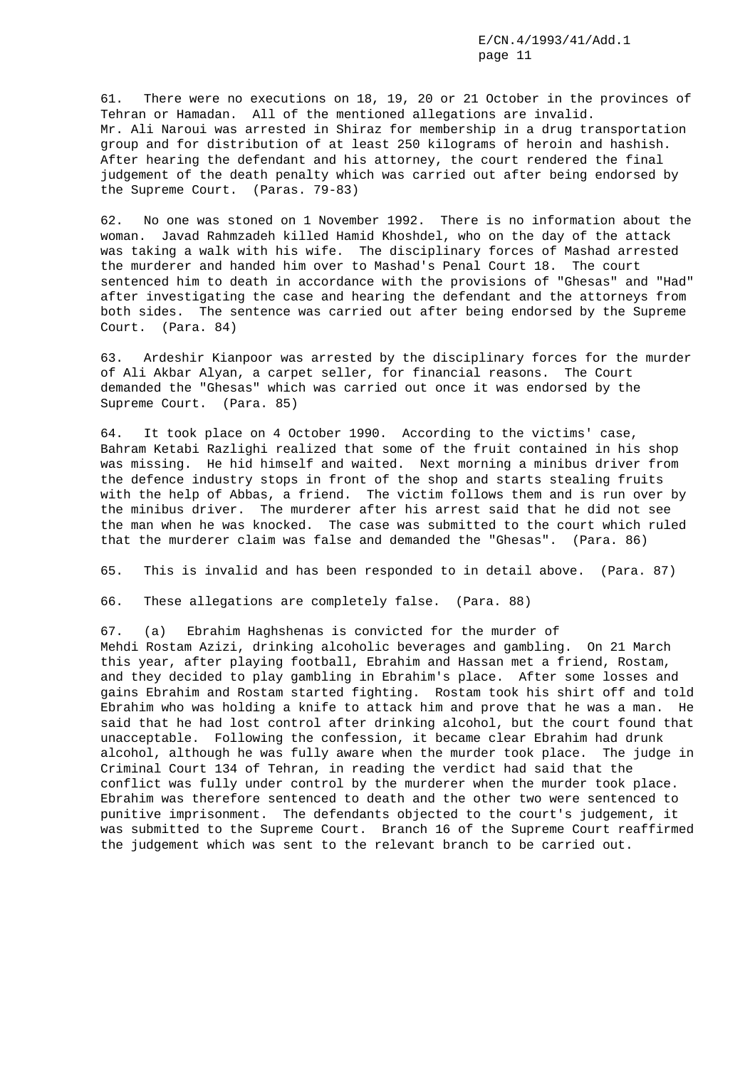61. There were no executions on 18, 19, 20 or 21 October in the provinces of Tehran or Hamadan. All of the mentioned allegations are invalid. Mr. Ali Naroui was arrested in Shiraz for membership in a drug transportation group and for distribution of at least 250 kilograms of heroin and hashish. After hearing the defendant and his attorney, the court rendered the final judgement of the death penalty which was carried out after being endorsed by the Supreme Court. (Paras. 79-83)

62. No one was stoned on 1 November 1992. There is no information about the woman. Javad Rahmzadeh killed Hamid Khoshdel, who on the day of the attack was taking a walk with his wife. The disciplinary forces of Mashad arrested the murderer and handed him over to Mashad's Penal Court 18. The court sentenced him to death in accordance with the provisions of "Ghesas" and "Had" after investigating the case and hearing the defendant and the attorneys from both sides. The sentence was carried out after being endorsed by the Supreme Court. (Para. 84)

63. Ardeshir Kianpoor was arrested by the disciplinary forces for the murder of Ali Akbar Alyan, a carpet seller, for financial reasons. The Court demanded the "Ghesas" which was carried out once it was endorsed by the Supreme Court. (Para. 85)

64. It took place on 4 October 1990. According to the victims' case, Bahram Ketabi Razlighi realized that some of the fruit contained in his shop was missing. He hid himself and waited. Next morning a minibus driver from the defence industry stops in front of the shop and starts stealing fruits with the help of Abbas, a friend. The victim follows them and is run over by the minibus driver. The murderer after his arrest said that he did not see the man when he was knocked. The case was submitted to the court which ruled that the murderer claim was false and demanded the "Ghesas". (Para. 86)

65. This is invalid and has been responded to in detail above. (Para. 87)

66. These allegations are completely false. (Para. 88)

67. (a) Ebrahim Haghshenas is convicted for the murder of Mehdi Rostam Azizi, drinking alcoholic beverages and gambling. On 21 March this year, after playing football, Ebrahim and Hassan met a friend, Rostam, and they decided to play gambling in Ebrahim's place. After some losses and gains Ebrahim and Rostam started fighting. Rostam took his shirt off and told Ebrahim who was holding a knife to attack him and prove that he was a man. He said that he had lost control after drinking alcohol, but the court found that unacceptable. Following the confession, it became clear Ebrahim had drunk alcohol, although he was fully aware when the murder took place. The judge in Criminal Court 134 of Tehran, in reading the verdict had said that the conflict was fully under control by the murderer when the murder took place. Ebrahim was therefore sentenced to death and the other two were sentenced to punitive imprisonment. The defendants objected to the court's judgement, it was submitted to the Supreme Court. Branch 16 of the Supreme Court reaffirmed the judgement which was sent to the relevant branch to be carried out.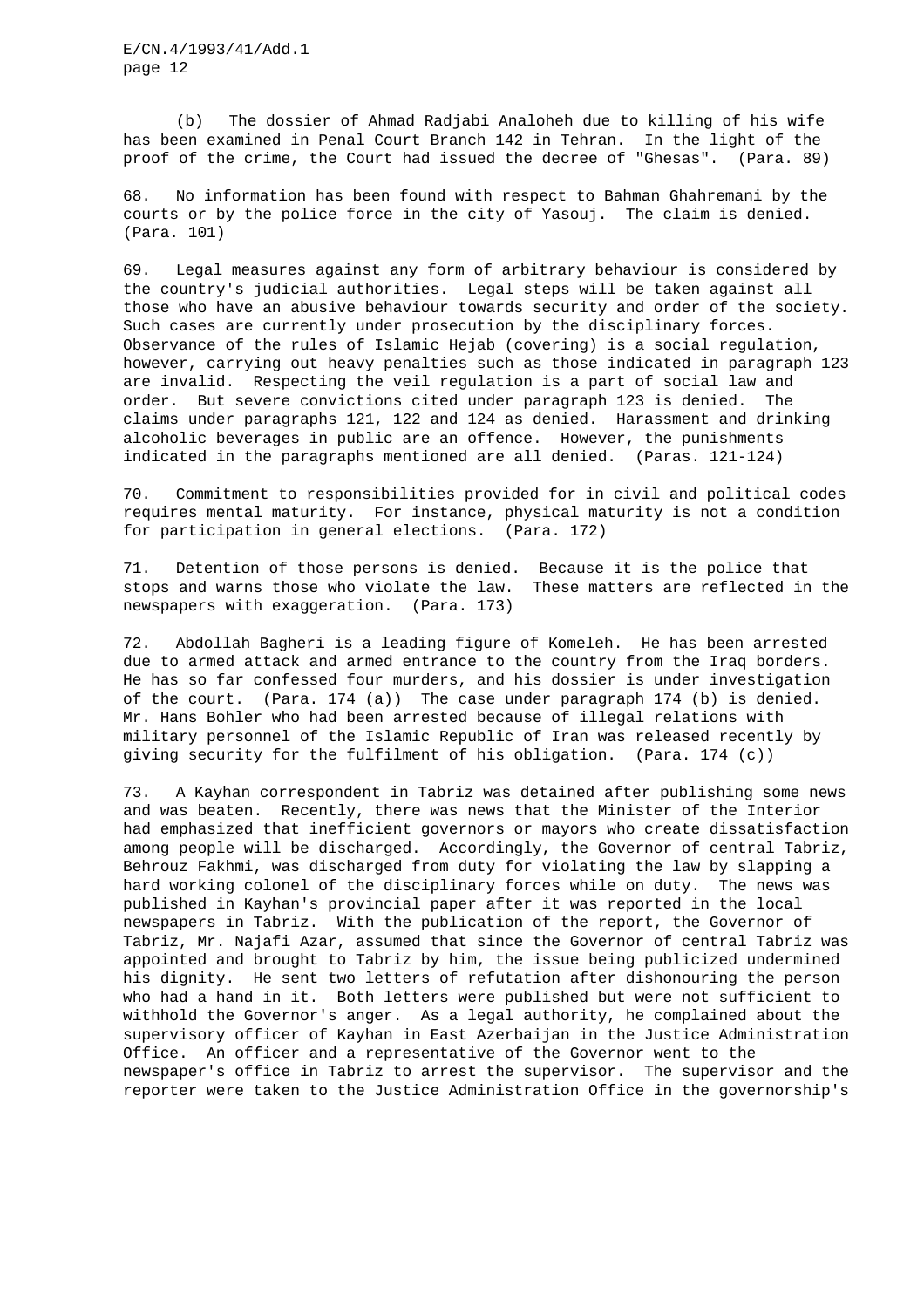(b) The dossier of Ahmad Radjabi Analoheh due to killing of his wife has been examined in Penal Court Branch 142 in Tehran. In the light of the proof of the crime, the Court had issued the decree of "Ghesas". (Para. 89)

68. No information has been found with respect to Bahman Ghahremani by the courts or by the police force in the city of Yasouj. The claim is denied. (Para. 101)

69. Legal measures against any form of arbitrary behaviour is considered by the country's judicial authorities. Legal steps will be taken against all those who have an abusive behaviour towards security and order of the society. Such cases are currently under prosecution by the disciplinary forces. Observance of the rules of Islamic Hejab (covering) is a social regulation, however, carrying out heavy penalties such as those indicated in paragraph 123 are invalid. Respecting the veil regulation is a part of social law and order. But severe convictions cited under paragraph 123 is denied. The claims under paragraphs 121, 122 and 124 as denied. Harassment and drinking alcoholic beverages in public are an offence. However, the punishments indicated in the paragraphs mentioned are all denied. (Paras. 121-124)

70. Commitment to responsibilities provided for in civil and political codes requires mental maturity. For instance, physical maturity is not a condition for participation in general elections. (Para. 172)

71. Detention of those persons is denied. Because it is the police that stops and warns those who violate the law. These matters are reflected in the newspapers with exaggeration. (Para. 173)

72. Abdollah Bagheri is a leading figure of Komeleh. He has been arrested due to armed attack and armed entrance to the country from the Iraq borders. He has so far confessed four murders, and his dossier is under investigation of the court. (Para. 174 (a)) The case under paragraph 174 (b) is denied. Mr. Hans Bohler who had been arrested because of illegal relations with military personnel of the Islamic Republic of Iran was released recently by giving security for the fulfilment of his obligation. (Para. 174 (c))

73. A Kayhan correspondent in Tabriz was detained after publishing some news and was beaten. Recently, there was news that the Minister of the Interior had emphasized that inefficient governors or mayors who create dissatisfaction among people will be discharged. Accordingly, the Governor of central Tabriz, Behrouz Fakhmi, was discharged from duty for violating the law by slapping a hard working colonel of the disciplinary forces while on duty. The news was published in Kayhan's provincial paper after it was reported in the local newspapers in Tabriz. With the publication of the report, the Governor of Tabriz, Mr. Najafi Azar, assumed that since the Governor of central Tabriz was appointed and brought to Tabriz by him, the issue being publicized undermined his dignity. He sent two letters of refutation after dishonouring the person who had a hand in it. Both letters were published but were not sufficient to withhold the Governor's anger. As a legal authority, he complained about the supervisory officer of Kayhan in East Azerbaijan in the Justice Administration Office. An officer and a representative of the Governor went to the newspaper's office in Tabriz to arrest the supervisor. The supervisor and the reporter were taken to the Justice Administration Office in the governorship's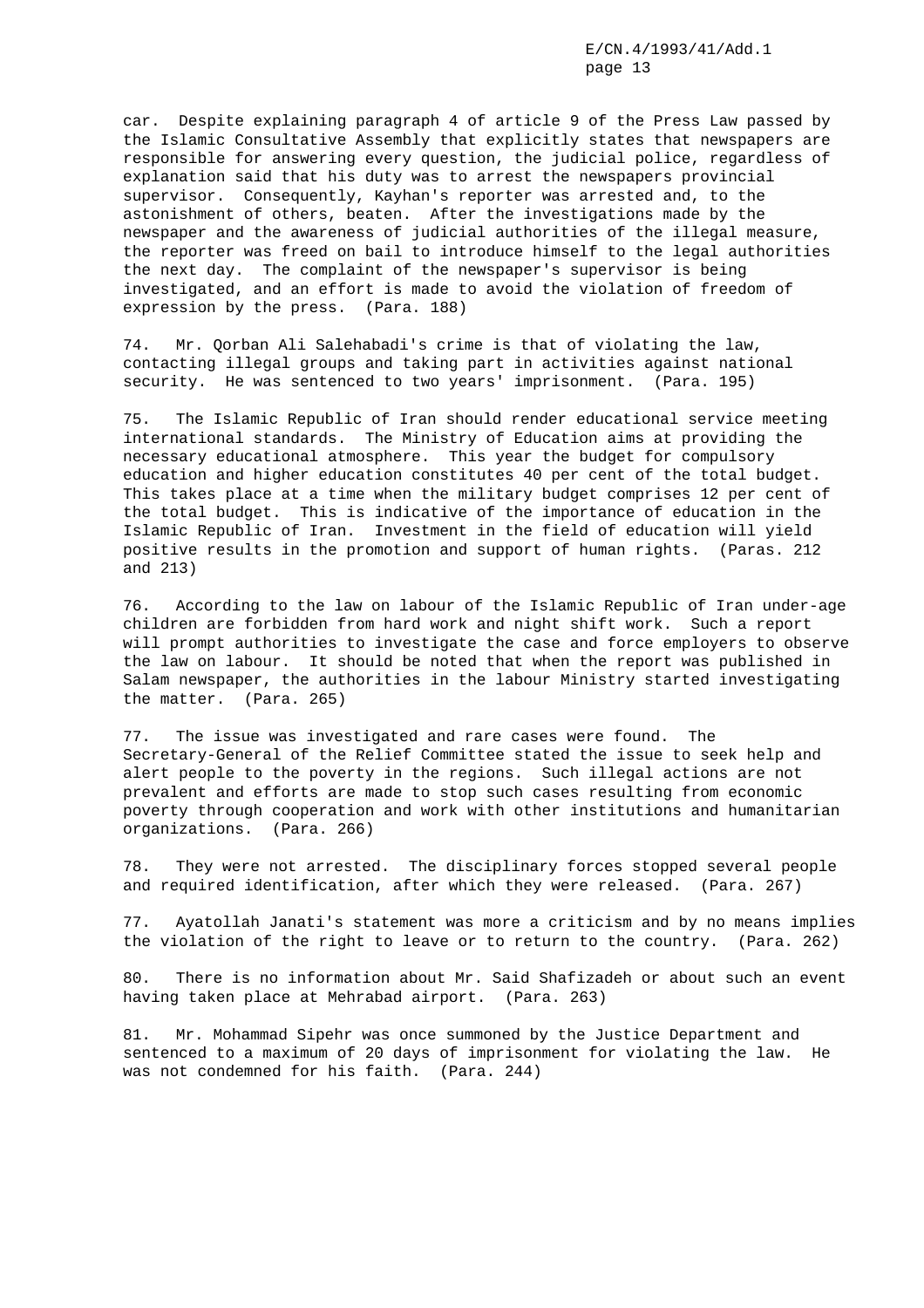car. Despite explaining paragraph 4 of article 9 of the Press Law passed by the Islamic Consultative Assembly that explicitly states that newspapers are responsible for answering every question, the judicial police, regardless of explanation said that his duty was to arrest the newspapers provincial supervisor. Consequently, Kayhan's reporter was arrested and, to the astonishment of others, beaten. After the investigations made by the newspaper and the awareness of judicial authorities of the illegal measure, the reporter was freed on bail to introduce himself to the legal authorities the next day. The complaint of the newspaper's supervisor is being investigated, and an effort is made to avoid the violation of freedom of expression by the press. (Para. 188)

74. Mr. Qorban Ali Salehabadi's crime is that of violating the law, contacting illegal groups and taking part in activities against national security. He was sentenced to two years' imprisonment. (Para. 195)

75. The Islamic Republic of Iran should render educational service meeting international standards. The Ministry of Education aims at providing the necessary educational atmosphere. This year the budget for compulsory education and higher education constitutes 40 per cent of the total budget. This takes place at a time when the military budget comprises 12 per cent of the total budget. This is indicative of the importance of education in the Islamic Republic of Iran. Investment in the field of education will yield positive results in the promotion and support of human rights. (Paras. 212 and 213)

76. According to the law on labour of the Islamic Republic of Iran under-age children are forbidden from hard work and night shift work. Such a report will prompt authorities to investigate the case and force employers to observe the law on labour. It should be noted that when the report was published in Salam newspaper, the authorities in the labour Ministry started investigating the matter. (Para. 265)

77. The issue was investigated and rare cases were found. The Secretary-General of the Relief Committee stated the issue to seek help and alert people to the poverty in the regions. Such illegal actions are not prevalent and efforts are made to stop such cases resulting from economic poverty through cooperation and work with other institutions and humanitarian organizations. (Para. 266)

78. They were not arrested. The disciplinary forces stopped several people and required identification, after which they were released. (Para. 267)

77. Ayatollah Janati's statement was more a criticism and by no means implies the violation of the right to leave or to return to the country. (Para. 262)

80. There is no information about Mr. Said Shafizadeh or about such an event having taken place at Mehrabad airport. (Para. 263)

81. Mr. Mohammad Sipehr was once summoned by the Justice Department and sentenced to a maximum of 20 days of imprisonment for violating the law. He was not condemned for his faith. (Para. 244)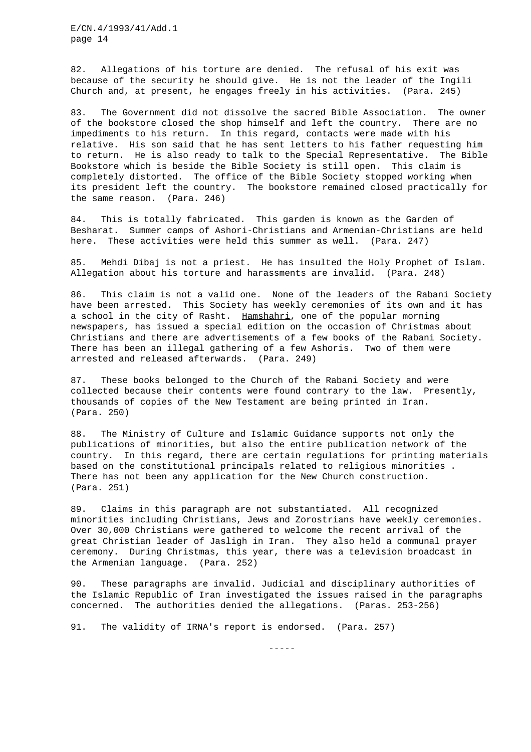82. Allegations of his torture are denied. The refusal of his exit was because of the security he should give. He is not the leader of the Ingili Church and, at present, he engages freely in his activities. (Para. 245)

83. The Government did not dissolve the sacred Bible Association. The owner of the bookstore closed the shop himself and left the country. There are no impediments to his return. In this regard, contacts were made with his relative. His son said that he has sent letters to his father requesting him to return. He is also ready to talk to the Special Representative. The Bible Bookstore which is beside the Bible Society is still open. This claim is completely distorted. The office of the Bible Society stopped working when its president left the country. The bookstore remained closed practically for the same reason. (Para. 246)

84. This is totally fabricated. This garden is known as the Garden of Besharat. Summer camps of Ashori-Christians and Armenian-Christians are held here. These activities were held this summer as well. (Para. 247)

85. Mehdi Dibaj is not a priest. He has insulted the Holy Prophet of Islam. Allegation about his torture and harassments are invalid. (Para. 248)

86. This claim is not a valid one. None of the leaders of the Rabani Society have been arrested. This Society has weekly ceremonies of its own and it has a school in the city of Rasht. Hamshahri, one of the popular morning newspapers, has issued a special edition on the occasion of Christmas about Christians and there are advertisements of a few books of the Rabani Society. There has been an illegal gathering of a few Ashoris. Two of them were arrested and released afterwards. (Para. 249)

87. These books belonged to the Church of the Rabani Society and were collected because their contents were found contrary to the law. Presently, thousands of copies of the New Testament are being printed in Iran. (Para. 250)

88. The Ministry of Culture and Islamic Guidance supports not only the publications of minorities, but also the entire publication network of the country. In this regard, there are certain regulations for printing materials based on the constitutional principals related to religious minorities . There has not been any application for the New Church construction. (Para. 251)

89. Claims in this paragraph are not substantiated. All recognized minorities including Christians, Jews and Zorostrians have weekly ceremonies. Over 30,000 Christians were gathered to welcome the recent arrival of the great Christian leader of Jasligh in Iran. They also held a communal prayer ceremony. During Christmas, this year, there was a television broadcast in the Armenian language. (Para. 252)

90. These paragraphs are invalid. Judicial and disciplinary authorities of the Islamic Republic of Iran investigated the issues raised in the paragraphs concerned. The authorities denied the allegations. (Paras. 253-256)

91. The validity of IRNA's report is endorsed. (Para. 257)

-----